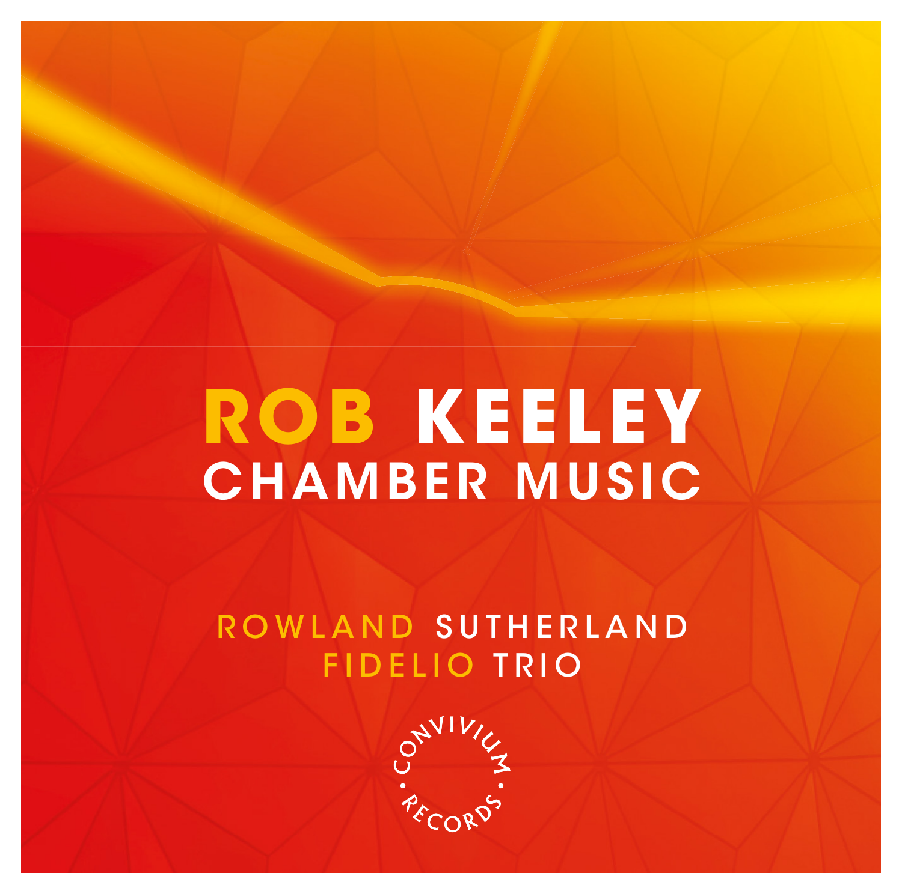# ROB KEELEY
## CHAMBER MUSIC

ROWLAND SUTHERLAND
FIDELIO TRIO

CONVIVIUM · RECORDS ·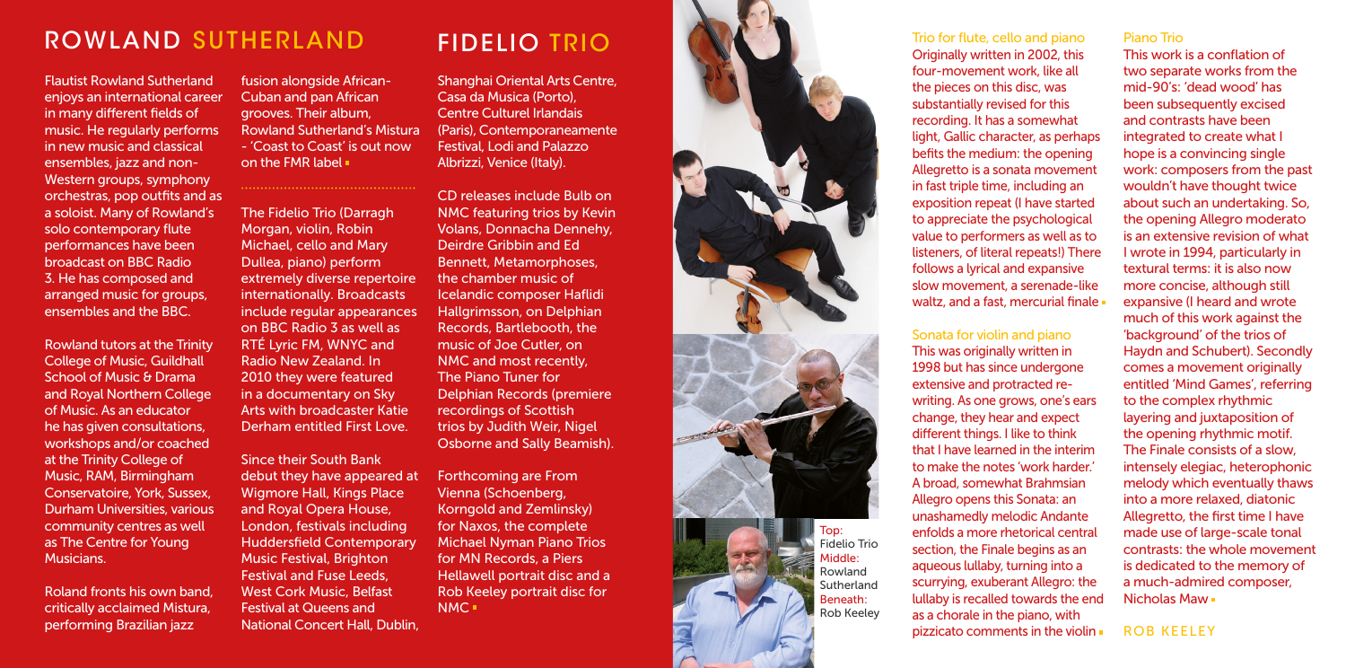## ROWLAND SUTHERLAND

Flautist Rowland Sutherland enjoys an international career in many different fields of music. He regularly performs in new music and classical ensembles, jazz and non-Western groups, symphony orchestras, pop outfits and as a soloist. Many of Rowland's solo contemporary flute performances have been broadcast on BBC Radio 3. He has composed and arranged music for groups, ensembles and the BBC.

Rowland tutors at the Trinity College of Music, Guildhall School of Music & Drama and Royal Northern College of Music. As an educator he has given consultations, workshops and/or coached at the Trinity College of Music, RAM, Birmingham Conservatoire, York, Sussex, Durham Universities, various community centres as well as The Centre for Young Musicians.

Roland fronts his own band, critically acclaimed Mistura, performing Brazilian jazz fusion alongside African-Cuban and pan African grooves. Their album, Rowland Sutherland's Mistura - 'Coast to Coast' is out now on the FMR label

The Fidelio Trio (Darragh Morgan, violin, Robin Michael, cello and Mary Dullea, piano) perform extremely diverse repertoire internationally. Broadcasts include regular appearances on BBC Radio 3 as well as RTÉ Lyric FM, WNYC and Radio New Zealand. In 2010 they were featured in a documentary on Sky Arts with broadcaster Katie Derham entitled First Love.

Since their South Bank debut they have appeared at Wigmore Hall, Kings Place and Royal Opera House, London, festivals including Huddersfield Contemporary Music Festival, Brighton Festival and Fuse Leeds, West Cork Music, Belfast Festival at Queens and National Concert Hall, Dublin,

## FIDELIO TRIO

Shanghai Oriental Arts Centre, Casa da Musica (Porto), Centre Culturel Irlandais (Paris), Contemporaneamente Festival, Lodi and Palazzo Albrizzi, Venice (Italy).

CD releases include Bulb on NMC featuring trios by Kevin Volans, Donnacha Dennehy, Deirdre Gribbin and Ed Bennett, Metamorphoses, the chamber music of Icelandic composer Haflidi Hallgrimsson, on Delphian Records, Bartlebooth, the music of Joe Cutler, on NMC and most recently, The Piano Tuner for Delphian Records (premiere recordings of Scottish trios by Judith Weir, Nigel Osborne and Sally Beamish).

Forthcoming are From Vienna (Schoenberg, Korngold and Zemlinsky) for Naxos, the complete Michael Nyman Piano Trios for MN Records, a Piers Hellawell portrait disc and a Rob Keeley portrait disc for NMC

Top: Fidelio Trio
Middle: Rowland Sutherland
Beneath: Rob Keeley

### Trio for flute, cello and piano

Originally written in 2002, this four-movement work, like all the pieces on this disc, was substantially revised for this recording. It has a somewhat light, Gallic character, as perhaps befits the medium: the opening Allegretto is a sonata movement in fast triple time, including an exposition repeat (I have started to appreciate the psychological value to performers as well as to listeners, of literal repeats!) There follows a lyrical and expansive slow movement, a serenade-like waltz, and a fast, mercurial finale

### Sonata for violin and piano

This was originally written in 1998 but has since undergone extensive and protracted re-writing. As one grows, one's ears change, they hear and expect different things. I like to think that I have learned in the interim to make the notes 'work harder.' A broad, somewhat Brahmsian Allegro opens this Sonata: an unashamedly melodic Andante enfolds a more rhetorical central section, the Finale begins as an aqueous lullaby, turning into a scurrying, exuberant Allegro: the lullaby is recalled towards the end as a chorale in the piano, with pizzicato comments in the violin

### Piano Trio

This work is a conflation of two separate works from the mid-90's: 'dead wood' has been subsequently excised and contrasts have been integrated to create what I hope is a convincing single work: composers from the past wouldn't have thought twice about such an undertaking. So, the opening Allegro moderato is an extensive revision of what I wrote in 1994, particularly in textural terms: it is also now more concise, although still expansive (I heard and wrote much of this work against the 'background' of the trios of Haydn and Schubert). Secondly comes a movement originally entitled 'Mind Games', referring to the complex rhythmic layering and juxtaposition of the opening rhythmic motif. The Finale consists of a slow, intensely elegiac, heterophonic melody which eventually thaws into a more relaxed, diatonic Allegretto, the first time I have made use of large-scale tonal contrasts: the whole movement is dedicated to the memory of a much-admired composer, Nicholas Maw

ROB KEELEY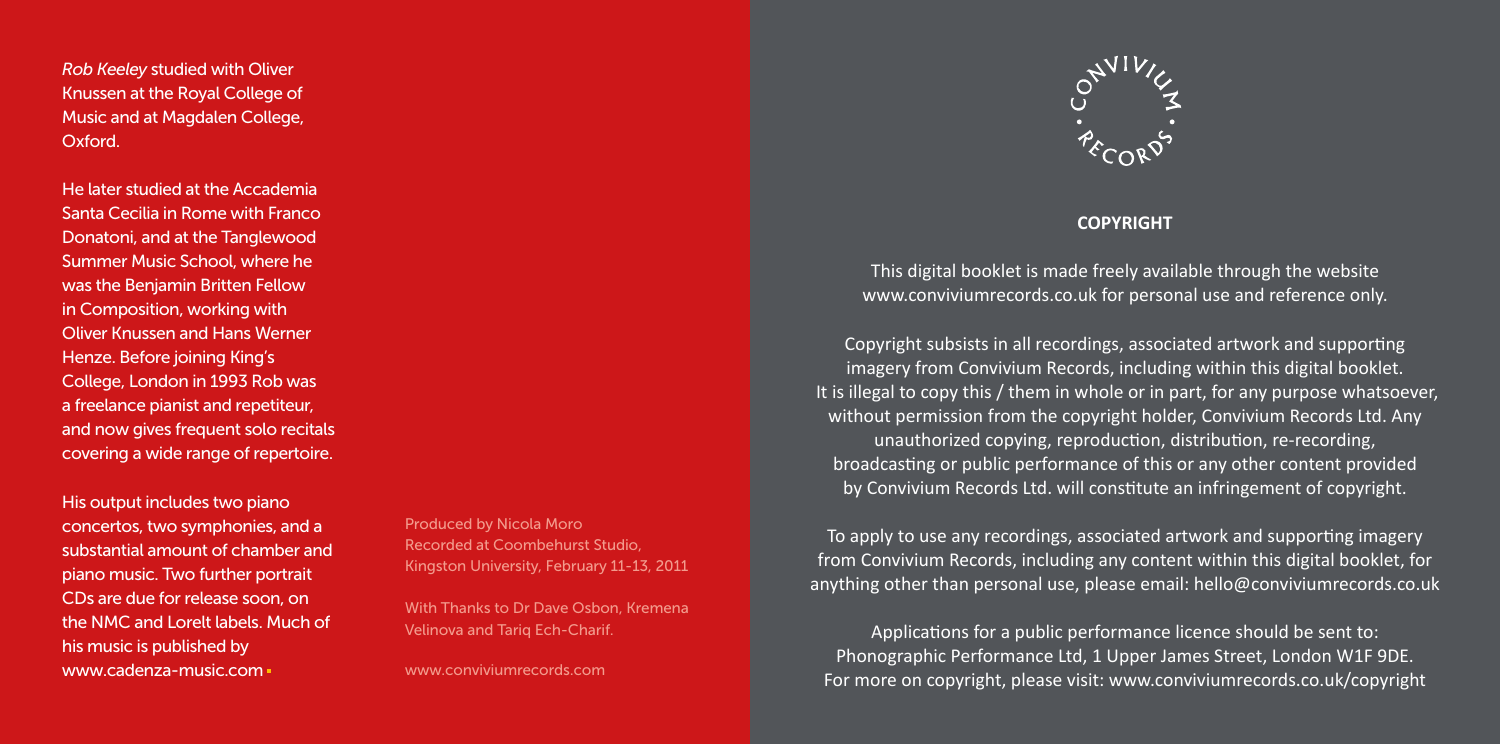*Rob Keeley* studied with Oliver Knussen at the Royal College of Music and at Magdalen College, Oxford.

He later studied at the Accademia Santa Cecilia in Rome with Franco Donatoni, and at the Tanglewood Summer Music School, where he was the Benjamin Britten Fellow in Composition, working with Oliver Knussen and Hans Werner Henze. Before joining King's College, London in 1993 Rob was a freelance pianist and repetiteur, and now gives frequent solo recitals covering a wide range of repertoire.

His output includes two piano concertos, two symphonies, and a substantial amount of chamber and piano music. Two further portrait CDs are due for release soon, on the NMC and Lorelt labels. Much of his music is published by www.cadenza-music.com

Produced by Nicola Moro
Recorded at Coombehurst Studio, Kingston University, February 11-13, 2011

With Thanks to Dr Dave Osbon, Kremena Velinova and Tariq Ech-Charif.

www.conviviumrecords.com

CONVIVIUM • RECORDS •

**COPYRIGHT**

This digital booklet is made freely available through the website www.conviviumrecords.co.uk for personal use and reference only.

Copyright subsists in all recordings, associated artwork and supporting imagery from Convivium Records, including within this digital booklet. It is illegal to copy this / them in whole or in part, for any purpose whatsoever, without permission from the copyright holder, Convivium Records Ltd. Any unauthorized copying, reproduction, distribution, re-recording, broadcasting or public performance of this or any other content provided by Convivium Records Ltd. will constitute an infringement of copyright.

To apply to use any recordings, associated artwork and supporting imagery from Convivium Records, including any content within this digital booklet, for anything other than personal use, please email: hello@conviviumrecords.co.uk

Applications for a public performance licence should be sent to: Phonographic Performance Ltd, 1 Upper James Street, London W1F 9DE. For more on copyright, please visit: www.conviviumrecords.co.uk/copyright